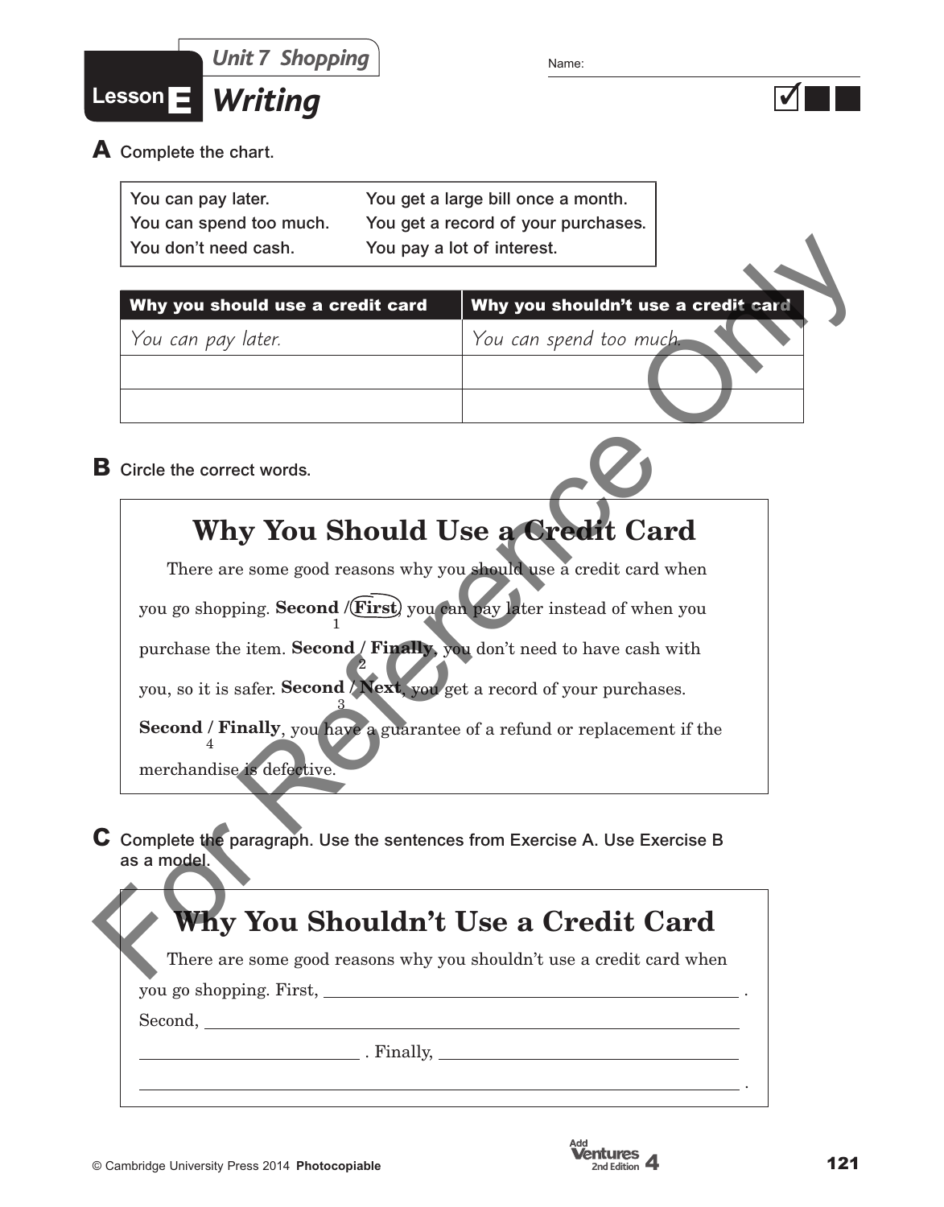Unit 7 Shopping

Name: ______________________

# Lesson E Writing

**A** Complete the chart.

| | |
|---|---|
| You can pay later. | You get a large bill once a month. |
| You can spend too much. | You get a record of your purchases. |
| You don't need cash. | You pay a lot of interest. |

| Why you should use a credit card | Why you shouldn't use a credit card |
|---|---|
| *You can pay later.* | *You can spend too much.* |
| | |
| | |

**B** Circle the correct words.

## Why You Should Use a Credit Card

There are some good reasons why you should use a credit card when you go shopping. **Second / (First)** [1], you can pay later instead of when you purchase the item. **Second / Finally** [2], you don't need to have cash with you, so it is safer. **Second / Next** [3], you get a record of your purchases. **Second / Finally** [4], you have a guarantee of a refund or replacement if the merchandise is defective.

**C** Complete the paragraph. Use the sentences from Exercise A. Use Exercise B as a model.

## Why You Shouldn't Use a Credit Card

There are some good reasons why you shouldn't use a credit card when you go shopping. First, ______________________________________ .
Second, ______________________________________
______________________ . Finally, ______________________
______________________________________ .

© Cambridge University Press 2014 **Photocopiable**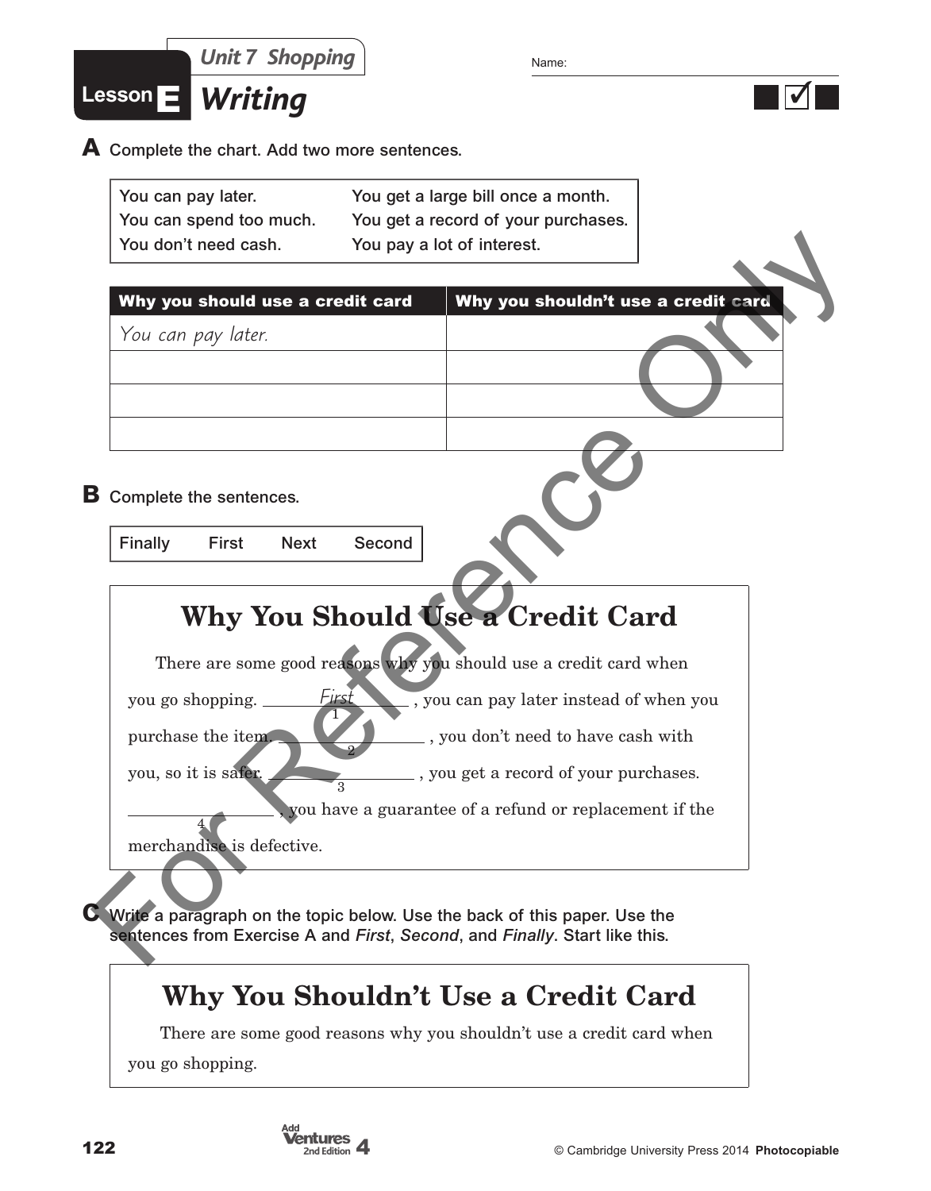Unit 7 Shopping

Name:

# Lesson E Writing

**A** Complete the chart. Add two more sentences.

| | |
|---|---|
| You can pay later. | You get a large bill once a month. |
| You can spend too much. | You get a record of your purchases. |
| You don't need cash. | You pay a lot of interest. |

| Why you should use a credit card | Why you shouldn't use a credit card |
|---|---|
| *You can pay later.* | |
| | |
| | |
| | |

**B** Complete the sentences.

| Finally | First | Next | Second |
|---|---|---|---|

## Why You Should Use a Credit Card

There are some good reasons why you should use a credit card when you go shopping. ___*First*___(1), you can pay later instead of when you purchase the item. ______(2), you don't need to have cash with you, so it is safer. ______(3), you get a record of your purchases. ______(4), you have a guarantee of a refund or replacement if the merchandise is defective.

**C** Write a paragraph on the topic below. Use the back of this paper. Use the sentences from Exercise A and *First*, *Second*, and *Finally*. Start like this.

## Why You Shouldn't Use a Credit Card

There are some good reasons why you shouldn't use a credit card when you go shopping.

For Reference Only

Add Ventures 2nd Edition 4

© Cambridge University Press 2014 **Photocopiable**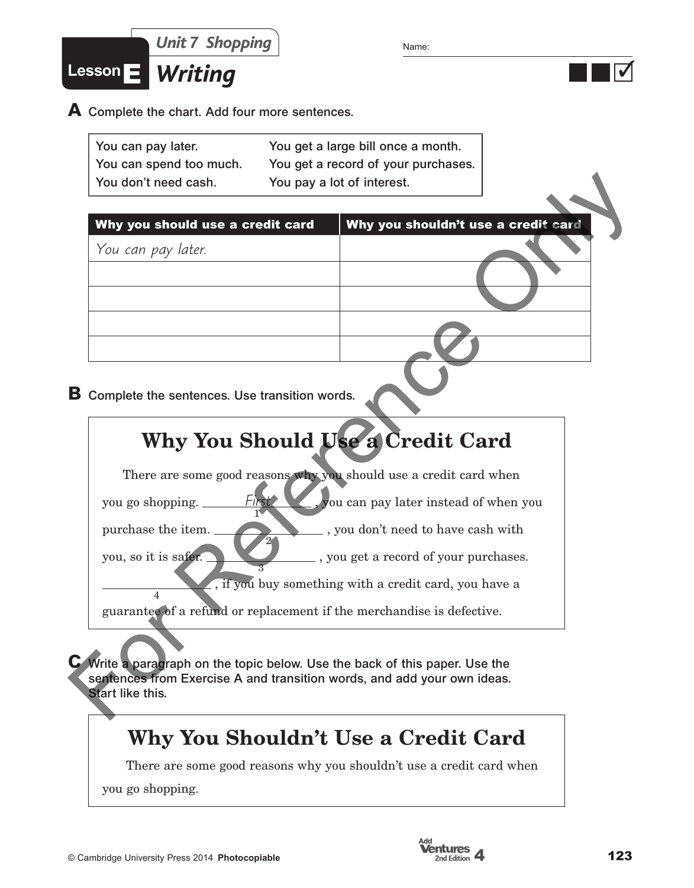Unit 7 Shopping

Name:

## Lesson E Writing

**A** Complete the chart. Add four more sentences.

| | |
|---|---|
| You can pay later. | You get a large bill once a month. |
| You can spend too much. | You get a record of your purchases. |
| You don't need cash. | You pay a lot of interest. |

| Why you should use a credit card | Why you shouldn't use a credit card |
|---|---|
| *You can pay later.* | |
| | |
| | |
| | |
| | |

**B** Complete the sentences. Use transition words.

### Why You Should Use a Credit Card

There are some good reasons why you should use a credit card when you go shopping. ___*First*___ (1), you can pay later instead of when you purchase the item. ________ (2), you don't need to have cash with you, so it is safer. ________ (3), you get a record of your purchases. ________ (4), if you buy something with a credit card, you have a guarantee of a refund or replacement if the merchandise is defective.

**C** Write a paragraph on the topic below. Use the back of this paper. Use the sentences from Exercise A and transition words, and add your own ideas. Start like this.

### Why You Shouldn't Use a Credit Card

There are some good reasons why you shouldn't use a credit card when you go shopping.

For Reference Only

© Cambridge University Press 2014 **Photocopiable**